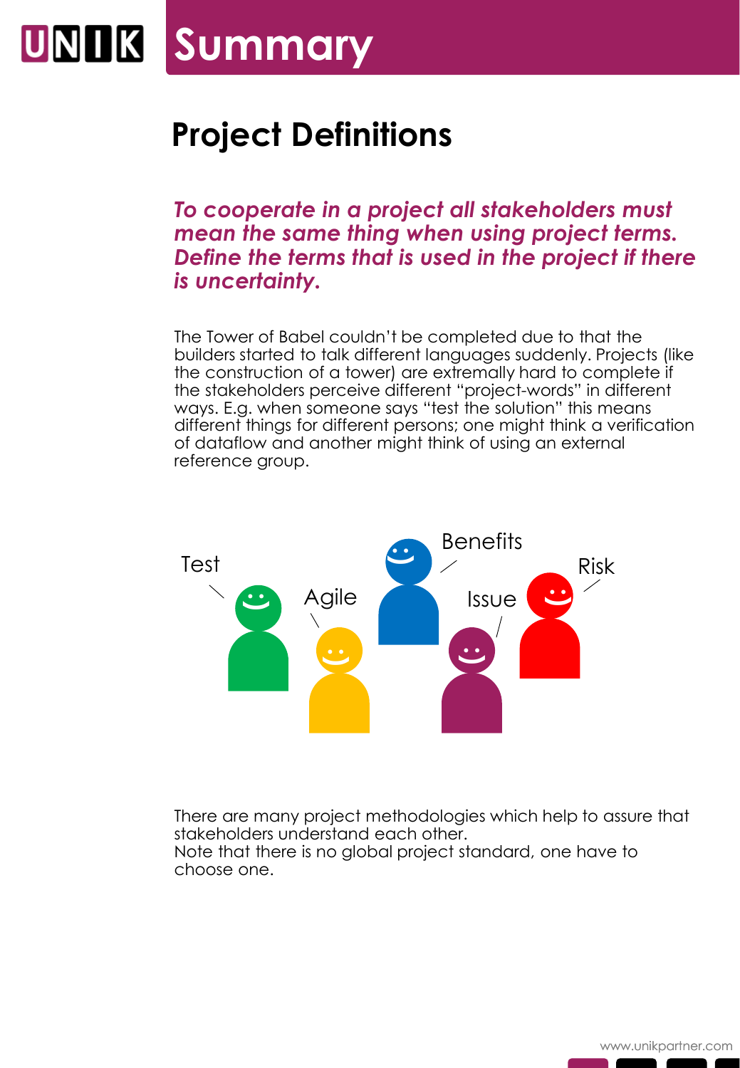# Summary

## Project Definitions

***To cooperate in a project all stakeholders must mean the same thing when using project terms. Define the terms that is used in the project if there is uncertainty.***

The Tower of Babel couldn't be completed due to that the builders started to talk different languages suddenly. Projects (like the construction of a tower) are extremally hard to complete if the stakeholders perceive different "project-words" in different ways. E.g. when someone says "test the solution" this means different things for different persons; one might think a verification of dataflow and another might think of using an external reference group.

Test

Agile

Benefits

Issue

Risk

There are many project methodologies which help to assure that stakeholders understand each other.
Note that there is no global project standard, one have to choose one.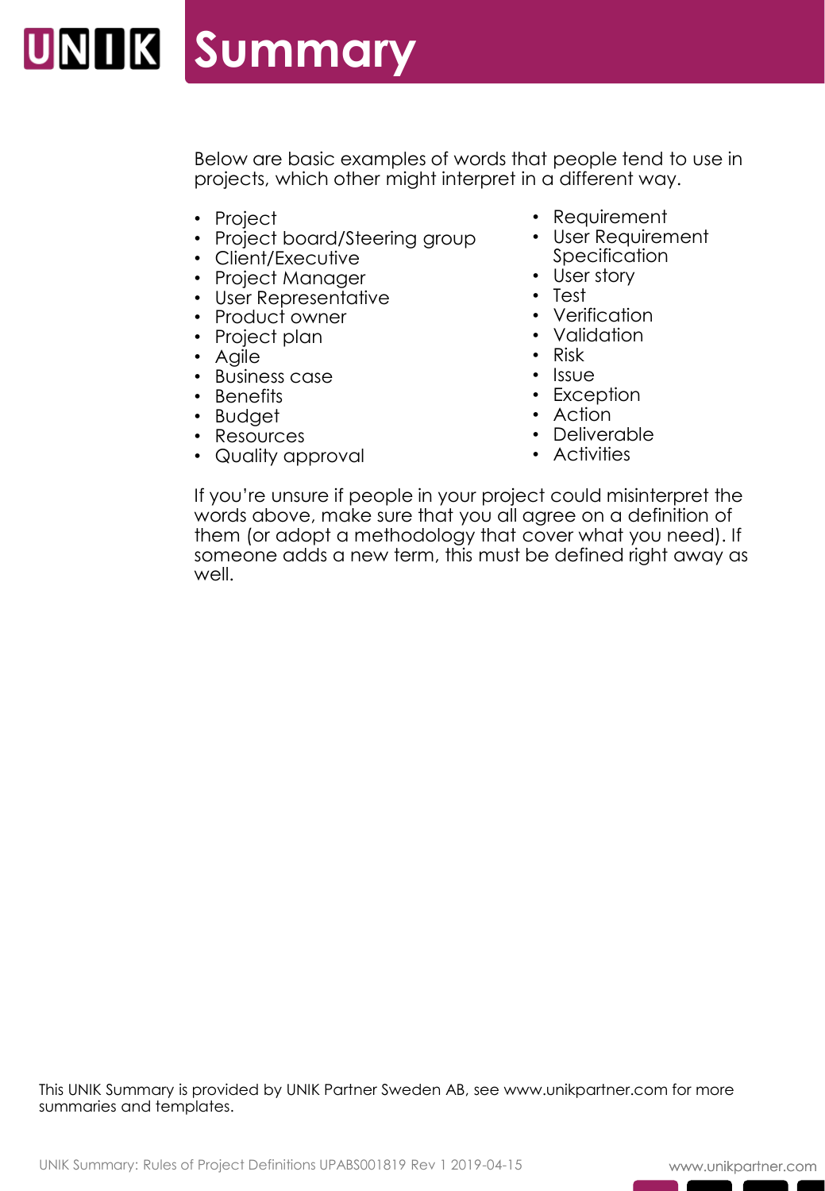# Summary

Below are basic examples of words that people tend to use in projects, which other might interpret in a different way.

- Project
- Project board/Steering group
- Client/Executive
- Project Manager
- User Representative
- Product owner
- Project plan
- Agile
- Business case
- Benefits
- Budget
- Resources
- Quality approval
- Requirement
- User Requirement Specification
- User story
- Test
- Verification
- Validation
- Risk
- Issue
- Exception
- Action
- Deliverable
- Activities

If you're unsure if people in your project could misinterpret the words above, make sure that you all agree on a definition of them (or adopt a methodology that cover what you need). If someone adds a new term, this must be defined right away as well.

This UNIK Summary is provided by UNIK Partner Sweden AB, see www.unikpartner.com for more summaries and templates.